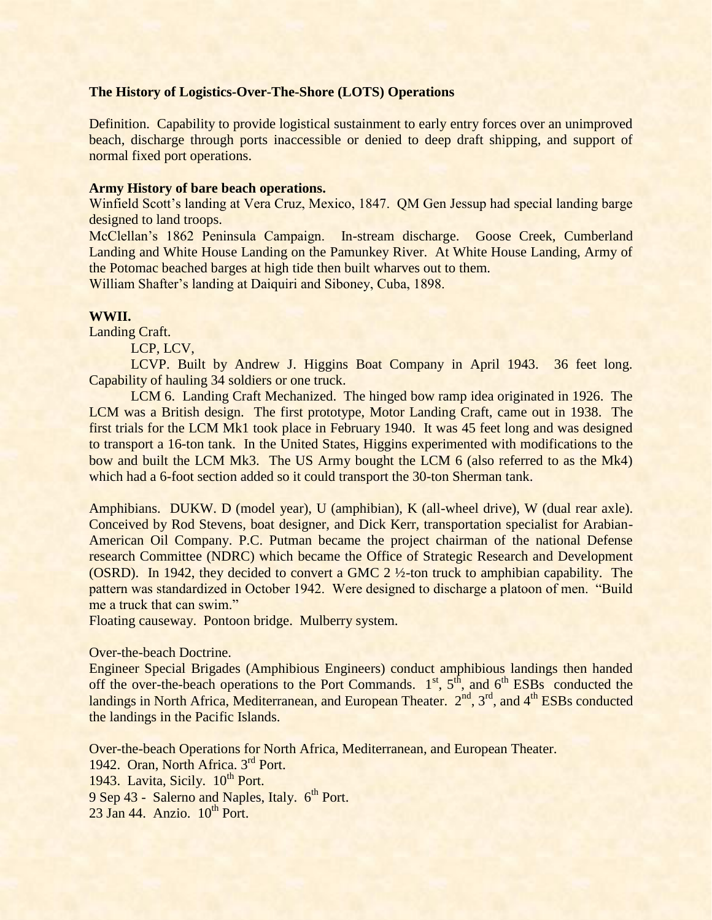## The History of Logistics-Over-The-Shore (LOTS) Operations

Definition. Capability to provide logistical sustainment to early entry forces over an unimproved beach, discharge through ports inaccessible or denied to deep draft shipping, and support of normal fixed port operations.

### Army History of bare beach operations.

Winfield Scott's landing at Vera Cruz, Mexico, 1847. QM Gen Jessup had special landing barge designed to land troops.

McClellan's 1862 Peninsula Campaign. In-stream discharge. Goose Creek, Cumberland Landing and White House Landing on the Pamunkey River. At White House Landing, Army of the Potomac beached barges at high tide then built wharves out to them.

William Shafter's landing at Daiquiri and Siboney, Cuba, 1898.

### WWII.

Landing Craft.

LCP, LCV,

LCVP. Built by Andrew J. Higgins Boat Company in April 1943. 36 feet long. Capability of hauling 34 soldiers or one truck.

LCM 6. Landing Craft Mechanized. The hinged bow ramp idea originated in 1926. The LCM was a British design. The first prototype, Motor Landing Craft, came out in 1938. The first trials for the LCM Mk1 took place in February 1940. It was 45 feet long and was designed to transport a 16-ton tank. In the United States, Higgins experimented with modifications to the bow and built the LCM Mk3. The US Army bought the LCM 6 (also referred to as the Mk4) which had a 6-foot section added so it could transport the 30-ton Sherman tank.

Amphibians. DUKW. D (model year), U (amphibian), K (all-wheel drive), W (dual rear axle). Conceived by Rod Stevens, boat designer, and Dick Kerr, transportation specialist for Arabian-American Oil Company. P.C. Putman became the project chairman of the national Defense research Committee (NDRC) which became the Office of Strategic Research and Development (OSRD). In 1942, they decided to convert a GMC 2 ½-ton truck to amphibian capability. The pattern was standardized in October 1942. Were designed to discharge a platoon of men. "Build me a truck that can swim."

Floating causeway. Pontoon bridge. Mulberry system.

Over-the-beach Doctrine.

Engineer Special Brigades (Amphibious Engineers) conduct amphibious landings then handed off the over-the-beach operations to the Port Commands. 1st, 5th, and 6th ESBs conducted the landings in North Africa, Mediterranean, and European Theater. 2nd, 3rd, and 4th ESBs conducted the landings in the Pacific Islands.

Over-the-beach Operations for North Africa, Mediterranean, and European Theater.

1942. Oran, North Africa. 3rd Port.

1943. Lavita, Sicily. 10th Port.

9 Sep 43 - Salerno and Naples, Italy. 6th Port.

23 Jan 44. Anzio. 10th Port.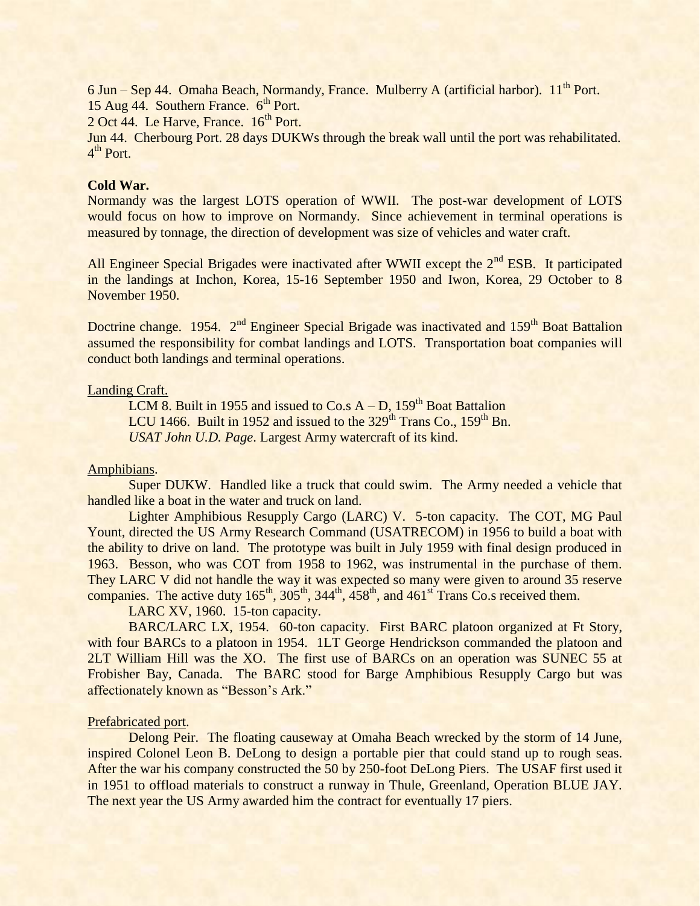6 Jun – Sep 44. Omaha Beach, Normandy, France. Mulberry A (artificial harbor). 11th Port.
15 Aug 44. Southern France. 6th Port.
2 Oct 44. Le Harve, France. 16th Port.
Jun 44. Cherbourg Port. 28 days DUKWs through the break wall until the port was rehabilitated. 4th Port.

**Cold War.**
Normandy was the largest LOTS operation of WWII. The post-war development of LOTS would focus on how to improve on Normandy. Since achievement in terminal operations is measured by tonnage, the direction of development was size of vehicles and water craft.

All Engineer Special Brigades were inactivated after WWII except the 2nd ESB. It participated in the landings at Inchon, Korea, 15-16 September 1950 and Iwon, Korea, 29 October to 8 November 1950.

Doctrine change. 1954. 2nd Engineer Special Brigade was inactivated and 159th Boat Battalion assumed the responsibility for combat landings and LOTS. Transportation boat companies will conduct both landings and terminal operations.

Landing Craft.

LCM 8. Built in 1955 and issued to Co.s A – D, 159th Boat Battalion
LCU 1466. Built in 1952 and issued to the 329th Trans Co., 159th Bn.
*USAT John U.D. Page*. Largest Army watercraft of its kind.

Amphibians.

Super DUKW. Handled like a truck that could swim. The Army needed a vehicle that handled like a boat in the water and truck on land.

Lighter Amphibious Resupply Cargo (LARC) V. 5-ton capacity. The COT, MG Paul Yount, directed the US Army Research Command (USATRECOM) in 1956 to build a boat with the ability to drive on land. The prototype was built in July 1959 with final design produced in 1963. Besson, who was COT from 1958 to 1962, was instrumental in the purchase of them. They LARC V did not handle the way it was expected so many were given to around 35 reserve companies. The active duty 165th, 305th, 344th, 458th, and 461st Trans Co.s received them.

LARC XV, 1960. 15-ton capacity.

BARC/LARC LX, 1954. 60-ton capacity. First BARC platoon organized at Ft Story, with four BARCs to a platoon in 1954. 1LT George Hendrickson commanded the platoon and 2LT William Hill was the XO. The first use of BARCs on an operation was SUNEC 55 at Frobisher Bay, Canada. The BARC stood for Barge Amphibious Resupply Cargo but was affectionately known as "Besson's Ark."

Prefabricated port.

Delong Peir. The floating causeway at Omaha Beach wrecked by the storm of 14 June, inspired Colonel Leon B. DeLong to design a portable pier that could stand up to rough seas. After the war his company constructed the 50 by 250-foot DeLong Piers. The USAF first used it in 1951 to offload materials to construct a runway in Thule, Greenland, Operation BLUE JAY. The next year the US Army awarded him the contract for eventually 17 piers.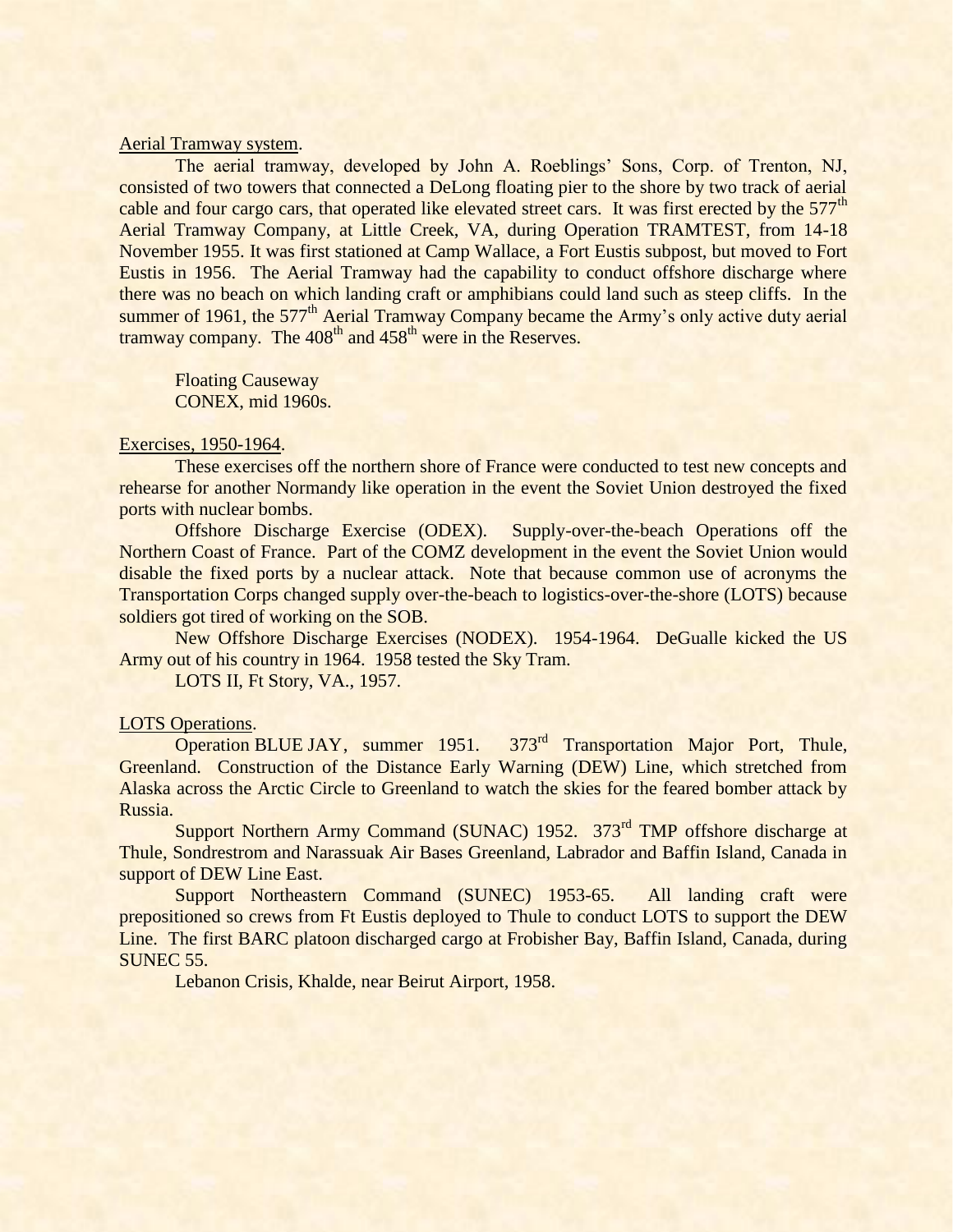<u>Aerial Tramway system</u>.

The aerial tramway, developed by John A. Roeblings' Sons, Corp. of Trenton, NJ, consisted of two towers that connected a DeLong floating pier to the shore by two track of aerial cable and four cargo cars, that operated like elevated street cars. It was first erected by the 577th Aerial Tramway Company, at Little Creek, VA, during Operation TRAMTEST, from 14-18 November 1955. It was first stationed at Camp Wallace, a Fort Eustis subpost, but moved to Fort Eustis in 1956. The Aerial Tramway had the capability to conduct offshore discharge where there was no beach on which landing craft or amphibians could land such as steep cliffs. In the summer of 1961, the 577th Aerial Tramway Company became the Army's only active duty aerial tramway company. The 408th and 458th were in the Reserves.

Floating Causeway
CONEX, mid 1960s.

<u>Exercises, 1950-1964</u>.

These exercises off the northern shore of France were conducted to test new concepts and rehearse for another Normandy like operation in the event the Soviet Union destroyed the fixed ports with nuclear bombs.

Offshore Discharge Exercise (ODEX). Supply-over-the-beach Operations off the Northern Coast of France. Part of the COMZ development in the event the Soviet Union would disable the fixed ports by a nuclear attack. Note that because common use of acronyms the Transportation Corps changed supply over-the-beach to logistics-over-the-shore (LOTS) because soldiers got tired of working on the SOB.

New Offshore Discharge Exercises (NODEX). 1954-1964. DeGualle kicked the US Army out of his country in 1964. 1958 tested the Sky Tram.

LOTS II, Ft Story, VA., 1957.

<u>LOTS Operations</u>.

Operation BLUE JAY, summer 1951. 373rd Transportation Major Port, Thule, Greenland. Construction of the Distance Early Warning (DEW) Line, which stretched from Alaska across the Arctic Circle to Greenland to watch the skies for the feared bomber attack by Russia.

Support Northern Army Command (SUNAC) 1952. 373rd TMP offshore discharge at Thule, Sondrestrom and Narassuak Air Bases Greenland, Labrador and Baffin Island, Canada in support of DEW Line East.

Support Northeastern Command (SUNEC) 1953-65. All landing craft were prepositioned so crews from Ft Eustis deployed to Thule to conduct LOTS to support the DEW Line. The first BARC platoon discharged cargo at Frobisher Bay, Baffin Island, Canada, during SUNEC 55.

Lebanon Crisis, Khalde, near Beirut Airport, 1958.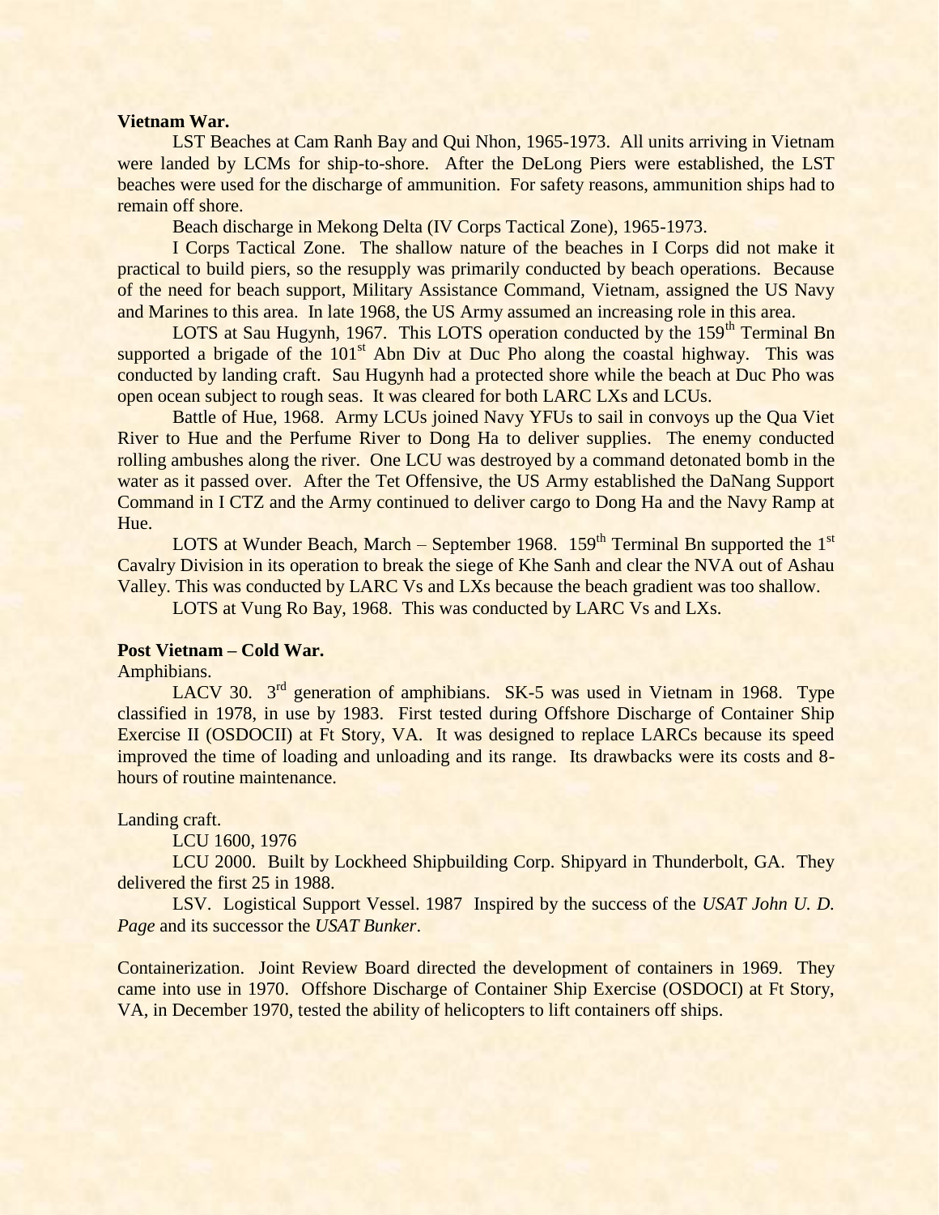**Vietnam War.**

LST Beaches at Cam Ranh Bay and Qui Nhon, 1965-1973. All units arriving in Vietnam were landed by LCMs for ship-to-shore. After the DeLong Piers were established, the LST beaches were used for the discharge of ammunition. For safety reasons, ammunition ships had to remain off shore.

Beach discharge in Mekong Delta (IV Corps Tactical Zone), 1965-1973.

I Corps Tactical Zone. The shallow nature of the beaches in I Corps did not make it practical to build piers, so the resupply was primarily conducted by beach operations. Because of the need for beach support, Military Assistance Command, Vietnam, assigned the US Navy and Marines to this area. In late 1968, the US Army assumed an increasing role in this area.

LOTS at Sau Hugynh, 1967. This LOTS operation conducted by the 159th Terminal Bn supported a brigade of the 101st Abn Div at Duc Pho along the coastal highway. This was conducted by landing craft. Sau Hugynh had a protected shore while the beach at Duc Pho was open ocean subject to rough seas. It was cleared for both LARC LXs and LCUs.

Battle of Hue, 1968. Army LCUs joined Navy YFUs to sail in convoys up the Qua Viet River to Hue and the Perfume River to Dong Ha to deliver supplies. The enemy conducted rolling ambushes along the river. One LCU was destroyed by a command detonated bomb in the water as it passed over. After the Tet Offensive, the US Army established the DaNang Support Command in I CTZ and the Army continued to deliver cargo to Dong Ha and the Navy Ramp at Hue.

LOTS at Wunder Beach, March – September 1968. 159th Terminal Bn supported the 1st Cavalry Division in its operation to break the siege of Khe Sanh and clear the NVA out of Ashau Valley. This was conducted by LARC Vs and LXs because the beach gradient was too shallow.

LOTS at Vung Ro Bay, 1968. This was conducted by LARC Vs and LXs.

**Post Vietnam – Cold War.**

Amphibians.

LACV 30. 3rd generation of amphibians. SK-5 was used in Vietnam in 1968. Type classified in 1978, in use by 1983. First tested during Offshore Discharge of Container Ship Exercise II (OSDOCII) at Ft Story, VA. It was designed to replace LARCs because its speed improved the time of loading and unloading and its range. Its drawbacks were its costs and 8-hours of routine maintenance.

Landing craft.

LCU 1600, 1976

LCU 2000. Built by Lockheed Shipbuilding Corp. Shipyard in Thunderbolt, GA. They delivered the first 25 in 1988.

LSV. Logistical Support Vessel. 1987 Inspired by the success of the *USAT John U. D. Page* and its successor the *USAT Bunker*.

Containerization. Joint Review Board directed the development of containers in 1969. They came into use in 1970. Offshore Discharge of Container Ship Exercise (OSDOCI) at Ft Story, VA, in December 1970, tested the ability of helicopters to lift containers off ships.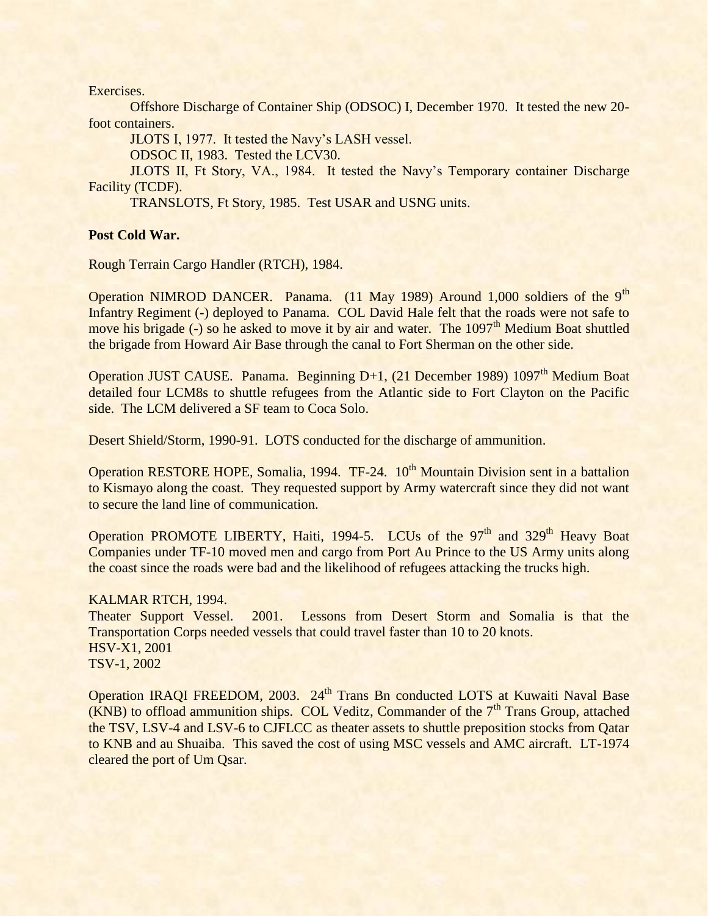Exercises.

Offshore Discharge of Container Ship (ODSOC) I, December 1970. It tested the new 20-foot containers.

JLOTS I, 1977. It tested the Navy's LASH vessel.

ODSOC II, 1983. Tested the LCV30.

JLOTS II, Ft Story, VA., 1984. It tested the Navy's Temporary container Discharge Facility (TCDF).

TRANSLOTS, Ft Story, 1985. Test USAR and USNG units.

**Post Cold War.**

Rough Terrain Cargo Handler (RTCH), 1984.

Operation NIMROD DANCER. Panama. (11 May 1989) Around 1,000 soldiers of the 9th Infantry Regiment (-) deployed to Panama. COL David Hale felt that the roads were not safe to move his brigade (-) so he asked to move it by air and water. The 1097th Medium Boat shuttled the brigade from Howard Air Base through the canal to Fort Sherman on the other side.

Operation JUST CAUSE. Panama. Beginning D+1, (21 December 1989) 1097th Medium Boat detailed four LCM8s to shuttle refugees from the Atlantic side to Fort Clayton on the Pacific side. The LCM delivered a SF team to Coca Solo.

Desert Shield/Storm, 1990-91. LOTS conducted for the discharge of ammunition.

Operation RESTORE HOPE, Somalia, 1994. TF-24. 10th Mountain Division sent in a battalion to Kismayo along the coast. They requested support by Army watercraft since they did not want to secure the land line of communication.

Operation PROMOTE LIBERTY, Haiti, 1994-5. LCUs of the 97th and 329th Heavy Boat Companies under TF-10 moved men and cargo from Port Au Prince to the US Army units along the coast since the roads were bad and the likelihood of refugees attacking the trucks high.

KALMAR RTCH, 1994.
Theater Support Vessel. 2001. Lessons from Desert Storm and Somalia is that the Transportation Corps needed vessels that could travel faster than 10 to 20 knots.
HSV-X1, 2001
TSV-1, 2002

Operation IRAQI FREEDOM, 2003. 24th Trans Bn conducted LOTS at Kuwaiti Naval Base (KNB) to offload ammunition ships. COL Veditz, Commander of the 7th Trans Group, attached the TSV, LSV-4 and LSV-6 to CJFLCC as theater assets to shuttle preposition stocks from Qatar to KNB and au Shuaiba. This saved the cost of using MSC vessels and AMC aircraft. LT-1974 cleared the port of Um Qsar.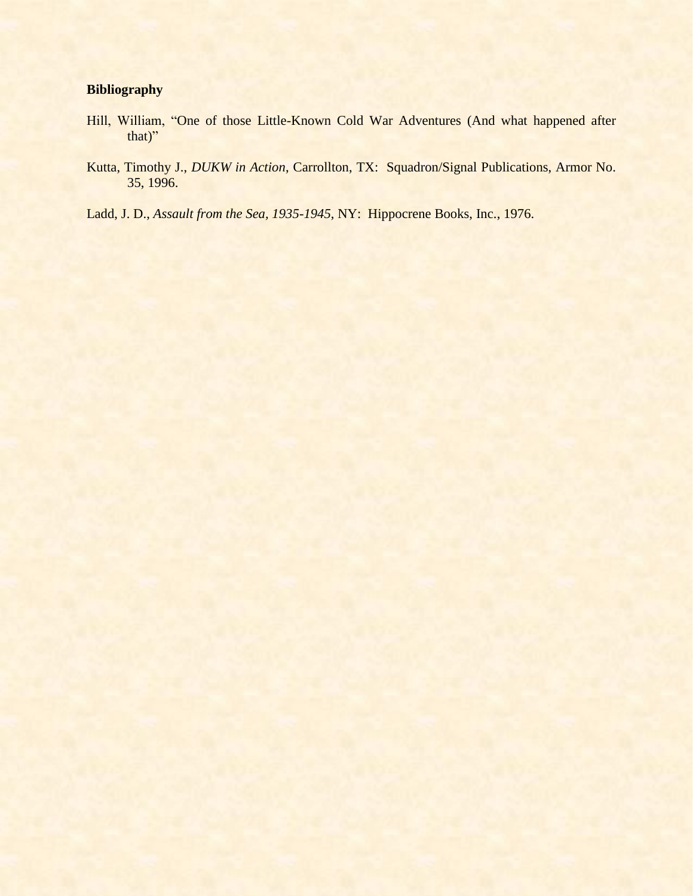**Bibliography**

Hill, William, "One of those Little-Known Cold War Adventures (And what happened after that)"

Kutta, Timothy J., *DUKW in Action*, Carrollton, TX: Squadron/Signal Publications, Armor No. 35, 1996.

Ladd, J. D., *Assault from the Sea, 1935-1945*, NY: Hippocrene Books, Inc., 1976.